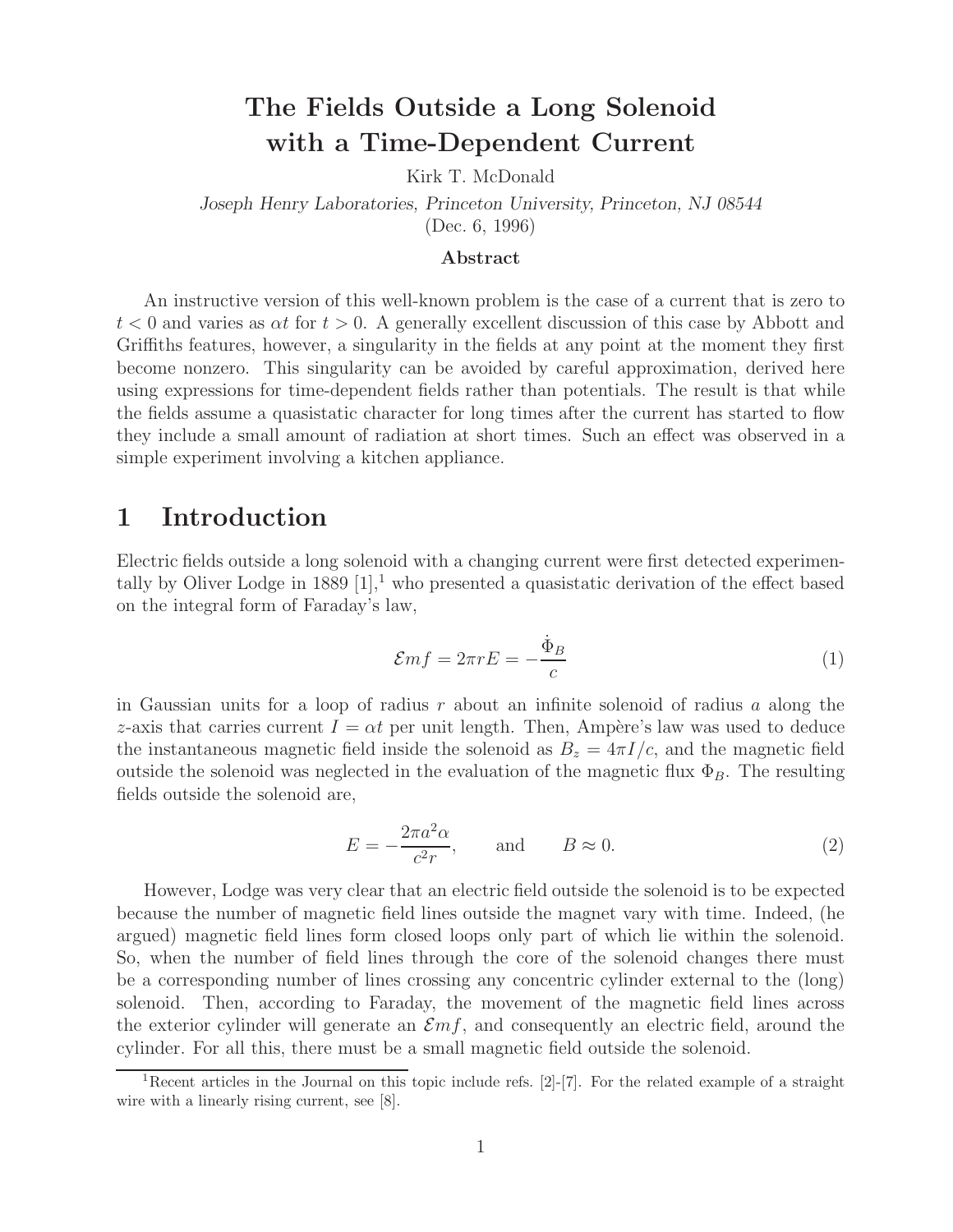# The Fields Outside a Long Solenoid with a Time-Dependent Current

Kirk T. McDonald

*Joseph Henry Laboratories, Princeton University, Princeton, NJ 08544*

(Dec. 6, 1996)

**Abstract**

An instructive version of this well-known problem is the case of a current that is zero to $t < 0$ and varies as $\alpha t$ for $t > 0$. A generally excellent discussion of this case by Abbott and Griffiths features, however, a singularity in the fields at any point at the moment they first become nonzero. This singularity can be avoided by careful approximation, derived here using expressions for time-dependent fields rather than potentials. The result is that while the fields assume a quasistatic character for long times after the current has started to flow they include a small amount of radiation at short times. Such an effect was observed in a simple experiment involving a kitchen appliance.

## 1 Introduction

Electric fields outside a long solenoid with a changing current were first detected experimentally by Oliver Lodge in 1889 [1],[1] who presented a quasistatic derivation of the effect based on the integral form of Faraday's law,

$$\mathcal{E}mf = 2\pi r E = -\frac{\dot{\Phi}_B}{c} \tag{1}$$

in Gaussian units for a loop of radius $r$ about an infinite solenoid of radius $a$ along the $z$-axis that carries current $I = \alpha t$ per unit length. Then, Ampère's law was used to deduce the instantaneous magnetic field inside the solenoid as $B_z = 4\pi I/c$, and the magnetic field outside the solenoid was neglected in the evaluation of the magnetic flux $\Phi_B$. The resulting fields outside the solenoid are,

$$E = -\frac{2\pi a^2 \alpha}{c^2 r}, \qquad \text{and} \qquad B \approx 0. \tag{2}$$

However, Lodge was very clear that an electric field outside the solenoid is to be expected because the number of magnetic field lines outside the magnet vary with time. Indeed, (he argued) magnetic field lines form closed loops only part of which lie within the solenoid. So, when the number of field lines through the core of the solenoid changes there must be a corresponding number of lines crossing any concentric cylinder external to the (long) solenoid. Then, according to Faraday, the movement of the magnetic field lines across the exterior cylinder will generate an $\mathcal{E}mf$, and consequently an electric field, around the cylinder. For all this, there must be a small magnetic field outside the solenoid.

[1] Recent articles in the Journal on this topic include refs. [2]-[7]. For the related example of a straight wire with a linearly rising current, see [8].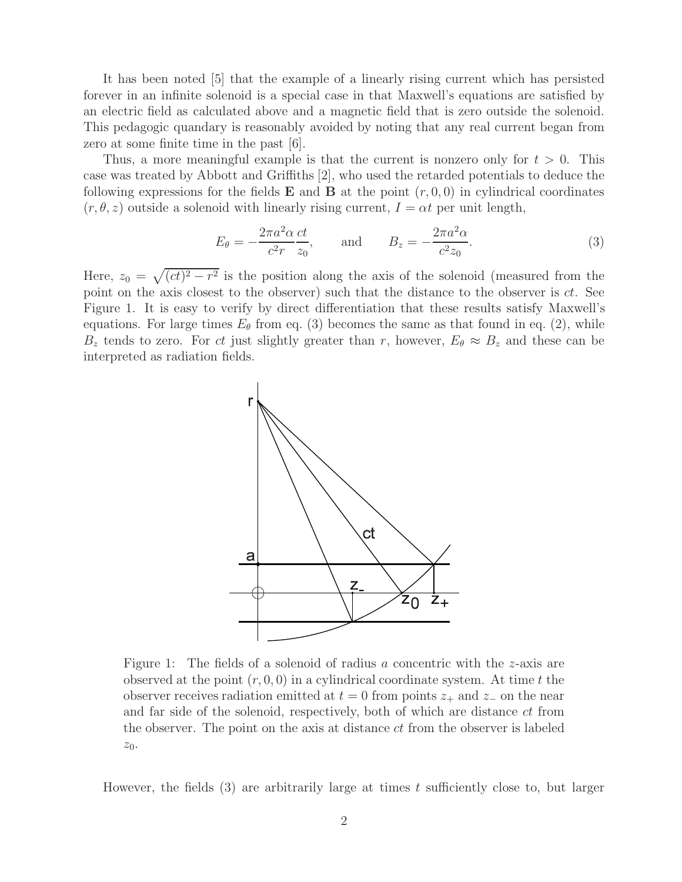It has been noted [5] that the example of a linearly rising current which has persisted forever in an infinite solenoid is a special case in that Maxwell's equations are satisfied by an electric field as calculated above and a magnetic field that is zero outside the solenoid. This pedagogic quandary is reasonably avoided by noting that any real current began from zero at some finite time in the past [6].

Thus, a more meaningful example is that the current is nonzero only for $t > 0$. This case was treated by Abbott and Griffiths [2], who used the retarded potentials to deduce the following expressions for the fields $\mathbf{E}$ and $\mathbf{B}$ at the point $(r, 0, 0)$ in cylindrical coordinates $(r, \theta, z)$ outside a solenoid with linearly rising current, $I = \alpha t$ per unit length,

$$E_\theta = -\frac{2\pi a^2 \alpha}{c^2 r} \frac{ct}{z_0}, \qquad \text{and} \qquad B_z = -\frac{2\pi a^2 \alpha}{c^2 z_0}. \tag{3}$$

Here, $z_0 = \sqrt{(ct)^2 - r^2}$ is the position along the axis of the solenoid (measured from the point on the axis closest to the observer) such that the distance to the observer is $ct$. See Figure 1. It is easy to verify by direct differentiation that these results satisfy Maxwell's equations. For large times $E_\theta$ from eq. (3) becomes the same as that found in eq. (2), while $B_z$ tends to zero. For $ct$ just slightly greater than $r$, however, $E_\theta \approx B_z$ and these can be interpreted as radiation fields.

Figure 1: The fields of a solenoid of radius $a$ concentric with the $z$-axis are observed at the point $(r, 0, 0)$ in a cylindrical coordinate system. At time $t$ the observer receives radiation emitted at $t = 0$ from points $z_+$ and $z_-$ on the near and far side of the solenoid, respectively, both of which are distance $ct$ from the observer. The point on the axis at distance $ct$ from the observer is labeled $z_0$.

However, the fields (3) are arbitrarily large at times $t$ sufficiently close to, but larger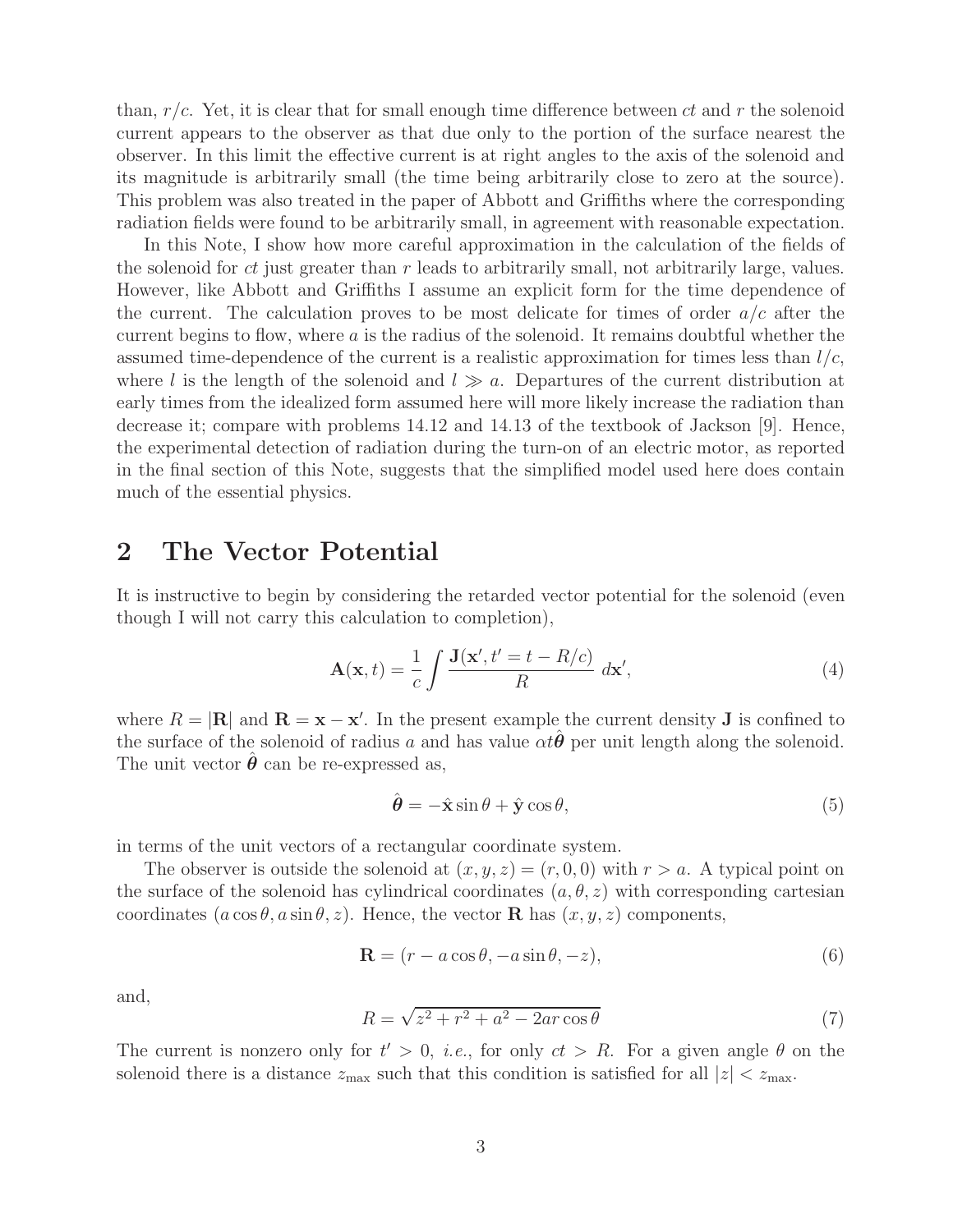than, $r/c$. Yet, it is clear that for small enough time difference between $ct$ and $r$ the solenoid current appears to the observer as that due only to the portion of the surface nearest the observer. In this limit the effective current is at right angles to the axis of the solenoid and its magnitude is arbitrarily small (the time being arbitrarily close to zero at the source). This problem was also treated in the paper of Abbott and Griffiths where the corresponding radiation fields were found to be arbitrarily small, in agreement with reasonable expectation.

In this Note, I show how more careful approximation in the calculation of the fields of the solenoid for $ct$ just greater than $r$ leads to arbitrarily small, not arbitrarily large, values. However, like Abbott and Griffiths I assume an explicit form for the time dependence of the current. The calculation proves to be most delicate for times of order $a/c$ after the current begins to flow, where $a$ is the radius of the solenoid. It remains doubtful whether the assumed time-dependence of the current is a realistic approximation for times less than $l/c$, where $l$ is the length of the solenoid and $l \gg a$. Departures of the current distribution at early times from the idealized form assumed here will more likely increase the radiation than decrease it; compare with problems 14.12 and 14.13 of the textbook of Jackson [9]. Hence, the experimental detection of radiation during the turn-on of an electric motor, as reported in the final section of this Note, suggests that the simplified model used here does contain much of the essential physics.

## 2 The Vector Potential

It is instructive to begin by considering the retarded vector potential for the solenoid (even though I will not carry this calculation to completion),

$$\mathbf{A}(\mathbf{x}, t) = \frac{1}{c} \int \frac{\mathbf{J}(\mathbf{x}', t' = t - R/c)}{R} \, d\mathbf{x}', \tag{4}$$

where $R = |\mathbf{R}|$ and $\mathbf{R} = \mathbf{x} - \mathbf{x}'$. In the present example the current density $\mathbf{J}$ is confined to the surface of the solenoid of radius $a$ and has value $\alpha t \hat{\boldsymbol{\theta}}$ per unit length along the solenoid. The unit vector $\hat{\boldsymbol{\theta}}$ can be re-expressed as,

$$\hat{\boldsymbol{\theta}} = -\hat{\mathbf{x}} \sin\theta + \hat{\mathbf{y}} \cos\theta, \tag{5}$$

in terms of the unit vectors of a rectangular coordinate system.

The observer is outside the solenoid at $(x, y, z) = (r, 0, 0)$ with $r > a$. A typical point on the surface of the solenoid has cylindrical coordinates $(a, \theta, z)$ with corresponding cartesian coordinates $(a\cos\theta, a\sin\theta, z)$. Hence, the vector $\mathbf{R}$ has $(x, y, z)$ components,

$$\mathbf{R} = (r - a\cos\theta, -a\sin\theta, -z), \tag{6}$$

and,

$$R = \sqrt{z^2 + r^2 + a^2 - 2ar\cos\theta} \tag{7}$$

The current is nonzero only for $t' > 0$, *i.e.*, for only $ct > R$. For a given angle $\theta$ on the solenoid there is a distance $z_{\max}$ such that this condition is satisfied for all $|z| < z_{\max}$.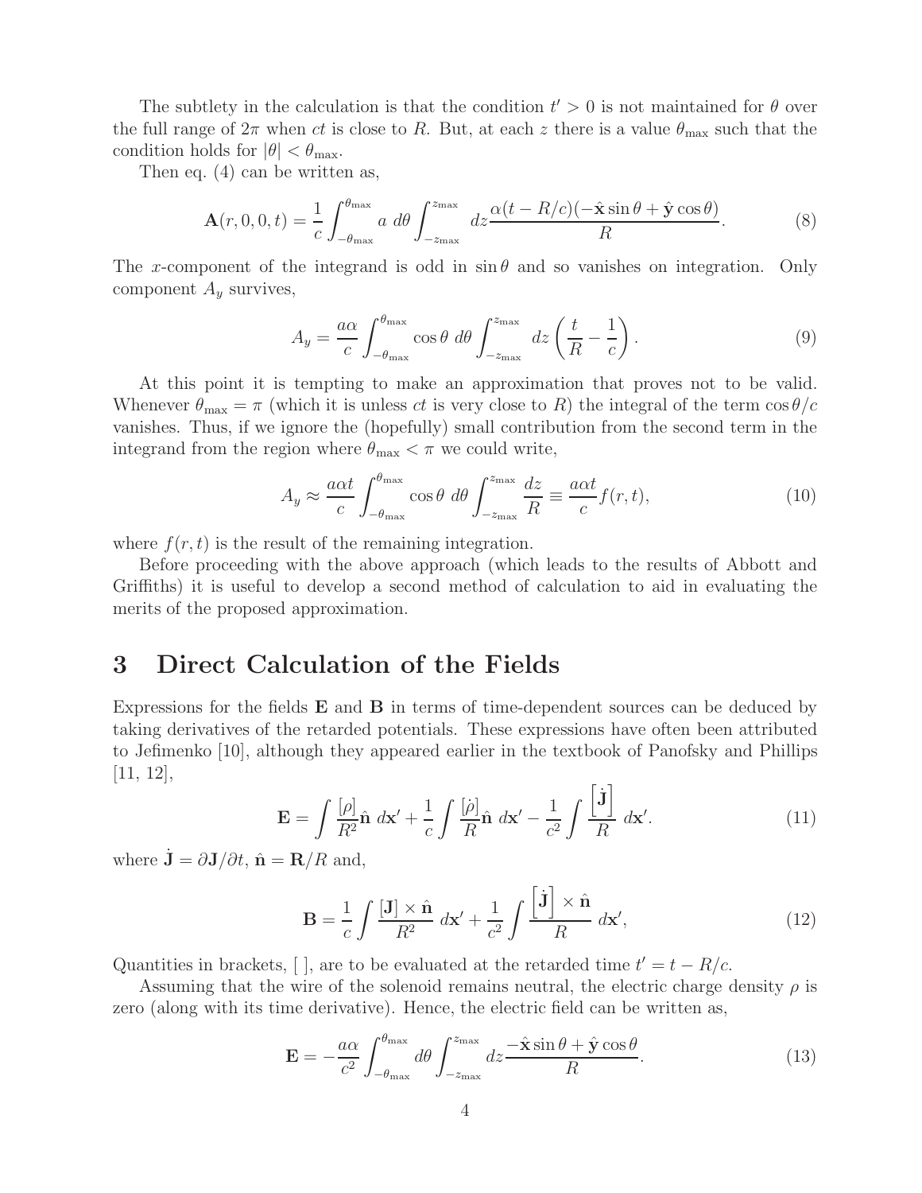The subtlety in the calculation is that the condition $t' > 0$ is not maintained for $\theta$ over the full range of $2\pi$ when $ct$ is close to $R$. But, at each $z$ there is a value $\theta_{\max}$ such that the condition holds for $|\theta| < \theta_{\max}$.

Then eq. (4) can be written as,

$$\mathbf{A}(r, 0, 0, t) = \frac{1}{c} \int_{-\theta_{\max}}^{\theta_{\max}} a \; d\theta \int_{-z_{\max}}^{z_{\max}} \; dz \frac{\alpha(t - R/c)(-\hat{\mathbf{x}} \sin\theta + \hat{\mathbf{y}} \cos\theta)}{R}. \tag{8}$$

The $x$-component of the integrand is odd in $\sin\theta$ and so vanishes on integration. Only component $A_y$ survives,

$$A_y = \frac{a\alpha}{c} \int_{-\theta_{\max}}^{\theta_{\max}} \cos\theta \; d\theta \int_{-z_{\max}}^{z_{\max}} \; dz \left( \frac{t}{R} - \frac{1}{c} \right). \tag{9}$$

At this point it is tempting to make an approximation that proves not to be valid. Whenever $\theta_{\max} = \pi$ (which it is unless $ct$ is very close to $R$) the integral of the term $\cos\theta / c$ vanishes. Thus, if we ignore the (hopefully) small contribution from the second term in the integrand from the region where $\theta_{\max} < \pi$ we could write,

$$A_y \approx \frac{a\alpha t}{c} \int_{-\theta_{\max}}^{\theta_{\max}} \cos\theta \; d\theta \int_{-z_{\max}}^{z_{\max}} \frac{dz}{R} \equiv \frac{a\alpha t}{c} f(r, t), \tag{10}$$

where $f(r, t)$ is the result of the remaining integration.

Before proceeding with the above approach (which leads to the results of Abbott and Griffiths) it is useful to develop a second method of calculation to aid in evaluating the merits of the proposed approximation.

## 3 Direct Calculation of the Fields

Expressions for the fields $\mathbf{E}$ and $\mathbf{B}$ in terms of time-dependent sources can be deduced by taking derivatives of the retarded potentials. These expressions have often been attributed to Jefimenko [10], although they appeared earlier in the textbook of Panofsky and Phillips [11, 12],

$$\mathbf{E} = \int \frac{[\rho]}{R^2} \hat{\mathbf{n}} \; d\mathbf{x}' + \frac{1}{c} \int \frac{[\dot{\rho}]}{R} \hat{\mathbf{n}} \; d\mathbf{x}' - \frac{1}{c^2} \int \frac{\left[\dot{\mathbf{J}}\right]}{R} \; d\mathbf{x}'. \tag{11}$$

where $\dot{\mathbf{J}} = \partial \mathbf{J} / \partial t$, $\hat{\mathbf{n}} = \mathbf{R}/R$ and,

$$\mathbf{B} = \frac{1}{c} \int \frac{[\mathbf{J}] \times \hat{\mathbf{n}}}{R^2} \; d\mathbf{x}' + \frac{1}{c^2} \int \frac{\left[\dot{\mathbf{J}}\right] \times \hat{\mathbf{n}}}{R} \; d\mathbf{x}', \tag{12}$$

Quantities in brackets, [ ], are to be evaluated at the retarded time $t' = t - R/c$.

Assuming that the wire of the solenoid remains neutral, the electric charge density $\rho$ is zero (along with its time derivative). Hence, the electric field can be written as,

$$\mathbf{E} = -\frac{a\alpha}{c^2} \int_{-\theta_{\max}}^{\theta_{\max}} d\theta \int_{-z_{\max}}^{z_{\max}} dz \frac{-\hat{\mathbf{x}} \sin\theta + \hat{\mathbf{y}} \cos\theta}{R}. \tag{13}$$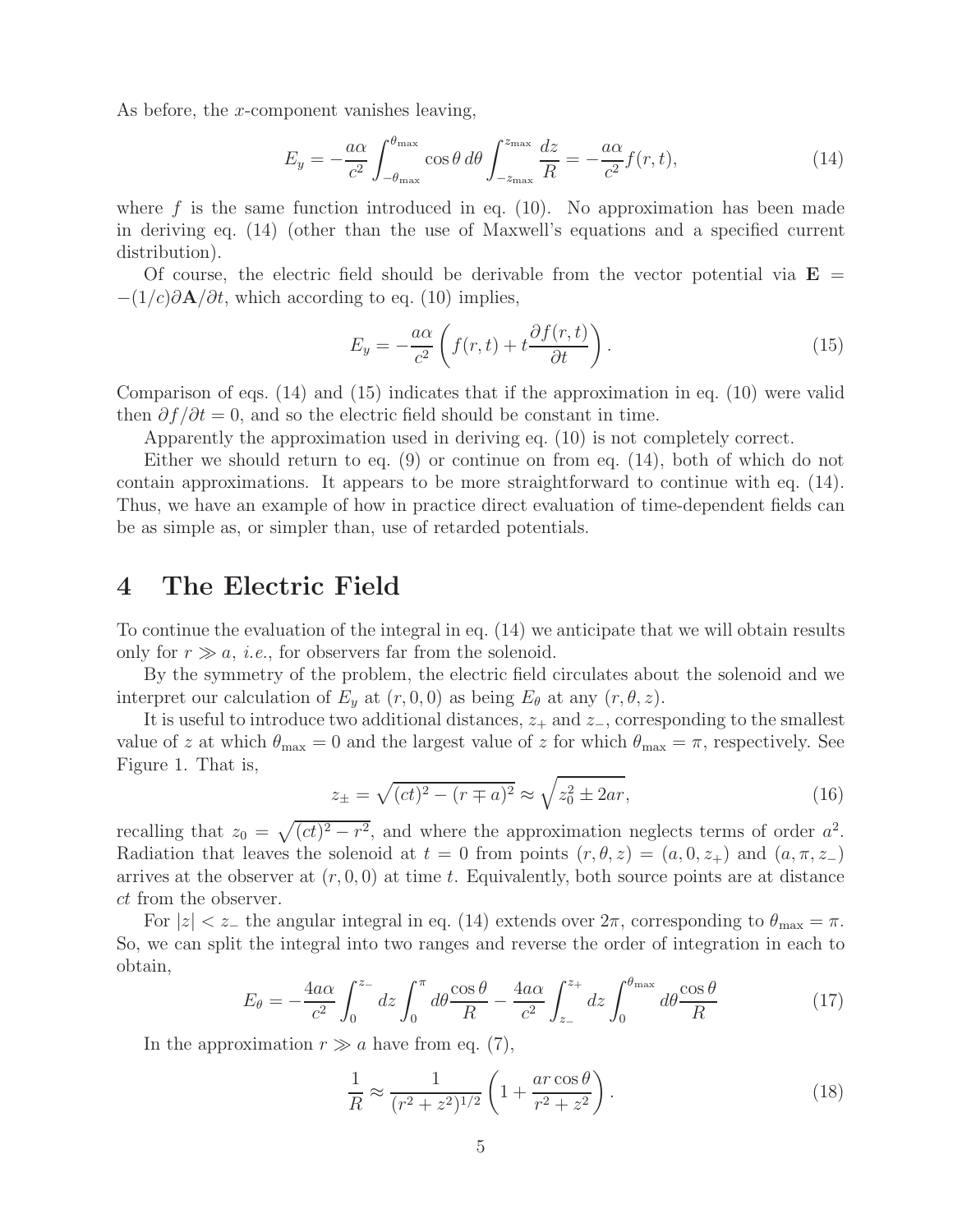As before, the $x$-component vanishes leaving,

$$
E_y = -\frac{a\alpha}{c^2} \int_{-\theta_{\max}}^{\theta_{\max}} \cos\theta \, d\theta \int_{-z_{\max}}^{z_{\max}} \frac{dz}{R} = -\frac{a\alpha}{c^2} f(r,t), \tag{14}
$$

where $f$ is the same function introduced in eq. (10). No approximation has been made in deriving eq. (14) (other than the use of Maxwell's equations and a specified current distribution).

Of course, the electric field should be derivable from the vector potential via $\mathbf{E} = -(1/c)\partial\mathbf{A}/\partial t$, which according to eq. (10) implies,

$$
E_y = -\frac{a\alpha}{c^2} \left( f(r,t) + t \frac{\partial f(r,t)}{\partial t} \right). \tag{15}
$$

Comparison of eqs. (14) and (15) indicates that if the approximation in eq. (10) were valid then $\partial f/\partial t = 0$, and so the electric field should be constant in time.

Apparently the approximation used in deriving eq. (10) is not completely correct.

Either we should return to eq. (9) or continue on from eq. (14), both of which do not contain approximations. It appears to be more straightforward to continue with eq. (14). Thus, we have an example of how in practice direct evaluation of time-dependent fields can be as simple as, or simpler than, use of retarded potentials.

# 4 The Electric Field

To continue the evaluation of the integral in eq. (14) we anticipate that we will obtain results only for $r \gg a$, *i.e.*, for observers far from the solenoid.

By the symmetry of the problem, the electric field circulates about the solenoid and we interpret our calculation of $E_y$ at $(r, 0, 0)$ as being $E_\theta$ at any $(r, \theta, z)$.

It is useful to introduce two additional distances, $z_+$ and $z_-$, corresponding to the smallest value of $z$ at which $\theta_{\max} = 0$ and the largest value of $z$ for which $\theta_{\max} = \pi$, respectively. See Figure 1. That is,

$$
z_\pm = \sqrt{(ct)^2 - (r \mp a)^2} \approx \sqrt{z_0^2 \pm 2ar}, \tag{16}
$$

recalling that $z_0 = \sqrt{(ct)^2 - r^2}$, and where the approximation neglects terms of order $a^2$. Radiation that leaves the solenoid at $t = 0$ from points $(r, \theta, z) = (a, 0, z_+)$ and $(a, \pi, z_-)$ arrives at the observer at $(r, 0, 0)$ at time $t$. Equivalently, both source points are at distance $ct$ from the observer.

For $|z| < z_-$ the angular integral in eq. (14) extends over $2\pi$, corresponding to $\theta_{\max} = \pi$. So, we can split the integral into two ranges and reverse the order of integration in each to obtain,

$$
E_\theta = -\frac{4a\alpha}{c^2} \int_0^{z_-} dz \int_0^{\pi} d\theta \frac{\cos\theta}{R} - \frac{4a\alpha}{c^2} \int_{z_-}^{z_+} dz \int_0^{\theta_{\max}} d\theta \frac{\cos\theta}{R} \tag{17}
$$

In the approximation $r \gg a$ have from eq. (7),

$$
\frac{1}{R} \approx \frac{1}{(r^2 + z^2)^{1/2}} \left( 1 + \frac{ar\cos\theta}{r^2 + z^2} \right). \tag{18}
$$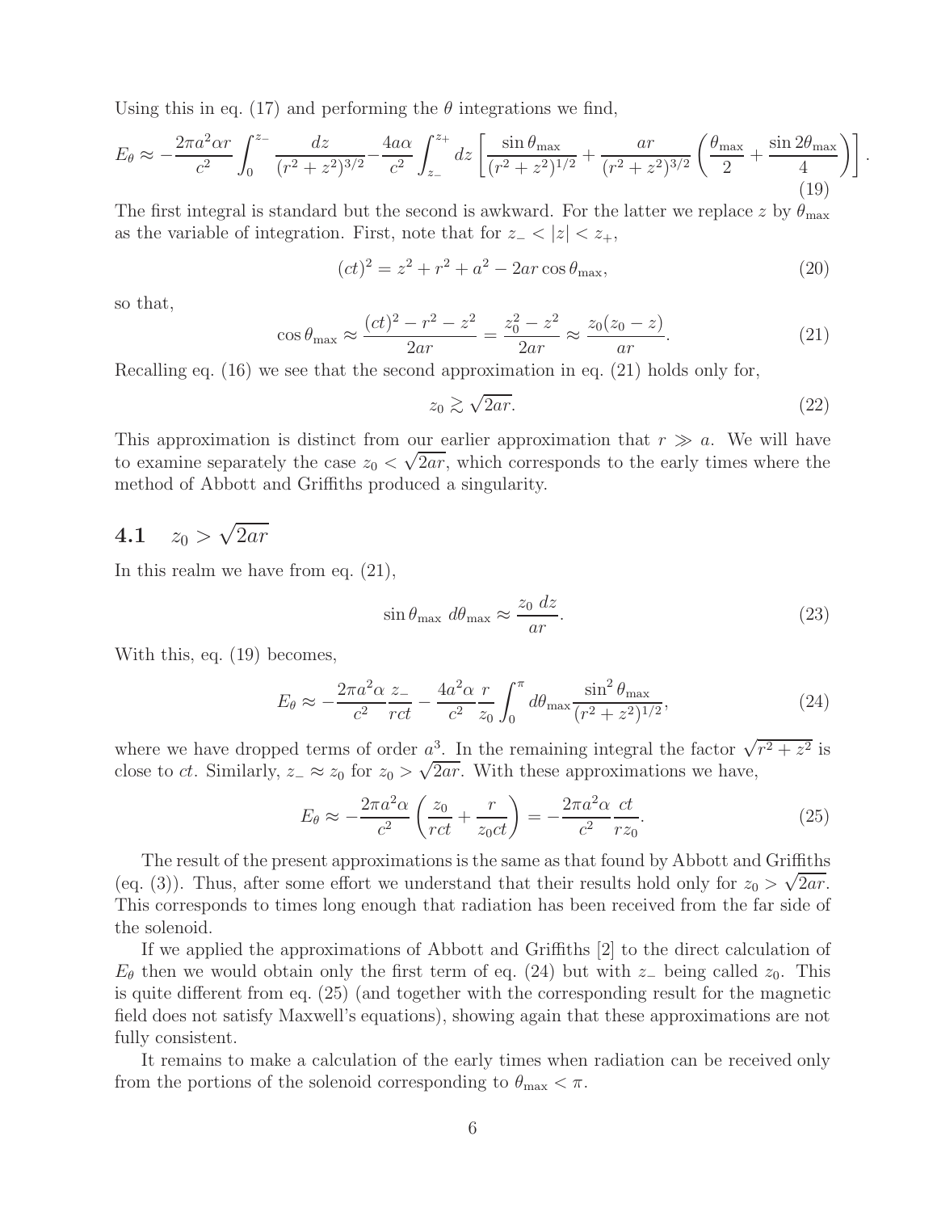Using this in eq. (17) and performing the $\theta$ integrations we find,

$$E_\theta \approx -\frac{2\pi a^2 \alpha r}{c^2}\int_0^{z_-}\frac{dz}{(r^2+z^2)^{3/2}} - \frac{4a\alpha}{c^2}\int_{z_-}^{z_+} dz\left[\frac{\sin\theta_{\rm max}}{(r^2+z^2)^{1/2}} + \frac{ar}{(r^2+z^2)^{3/2}}\left(\frac{\theta_{\rm max}}{2}+\frac{\sin 2\theta_{\rm max}}{4}\right)\right]. \tag{19}$$

The first integral is standard but the second is awkward. For the latter we replace $z$ by $\theta_{\rm max}$ as the variable of integration. First, note that for $z_- < |z| < z_+$,

$$(ct)^2 = z^2 + r^2 + a^2 - 2ar\cos\theta_{\rm max}, \tag{20}$$

so that,

$$\cos\theta_{\rm max} \approx \frac{(ct)^2 - r^2 - z^2}{2ar} = \frac{z_0^2 - z^2}{2ar} \approx \frac{z_0(z_0 - z)}{ar}. \tag{21}$$

Recalling eq. (16) we see that the second approximation in eq. (21) holds only for,

$$z_0 \gtrsim \sqrt{2ar}. \tag{22}$$

This approximation is distinct from our earlier approximation that $r \gg a$. We will have to examine separately the case $z_0 < \sqrt{2ar}$, which corresponds to the early times where the method of Abbott and Griffiths produced a singularity.

## 4.1 $z_0 > \sqrt{2ar}$

In this realm we have from eq. (21),

$$\sin\theta_{\rm max}\ d\theta_{\rm max} \approx \frac{z_0\ dz}{ar}. \tag{23}$$

With this, eq. (19) becomes,

$$E_\theta \approx -\frac{2\pi a^2\alpha}{c^2}\frac{z_-}{rct} - \frac{4a^2\alpha}{c^2}\frac{r}{z_0}\int_0^\pi d\theta_{\rm max}\frac{\sin^2\theta_{\rm max}}{(r^2+z^2)^{1/2}}, \tag{24}$$

where we have dropped terms of order $a^3$. In the remaining integral the factor $\sqrt{r^2+z^2}$ is close to $ct$. Similarly, $z_- \approx z_0$ for $z_0 > \sqrt{2ar}$. With these approximations we have,

$$E_\theta \approx -\frac{2\pi a^2\alpha}{c^2}\left(\frac{z_0}{rct} + \frac{r}{z_0 ct}\right) = -\frac{2\pi a^2\alpha}{c^2}\frac{ct}{rz_0}. \tag{25}$$

The result of the present approximations is the same as that found by Abbott and Griffiths (eq. (3)). Thus, after some effort we understand that their results hold only for $z_0 > \sqrt{2ar}$. This corresponds to times long enough that radiation has been received from the far side of the solenoid.

If we applied the approximations of Abbott and Griffiths [2] to the direct calculation of $E_\theta$ then we would obtain only the first term of eq. (24) but with $z_-$ being called $z_0$. This is quite different from eq. (25) (and together with the corresponding result for the magnetic field does not satisfy Maxwell's equations), showing again that these approximations are not fully consistent.

It remains to make a calculation of the early times when radiation can be received only from the portions of the solenoid corresponding to $\theta_{\rm max} < \pi$.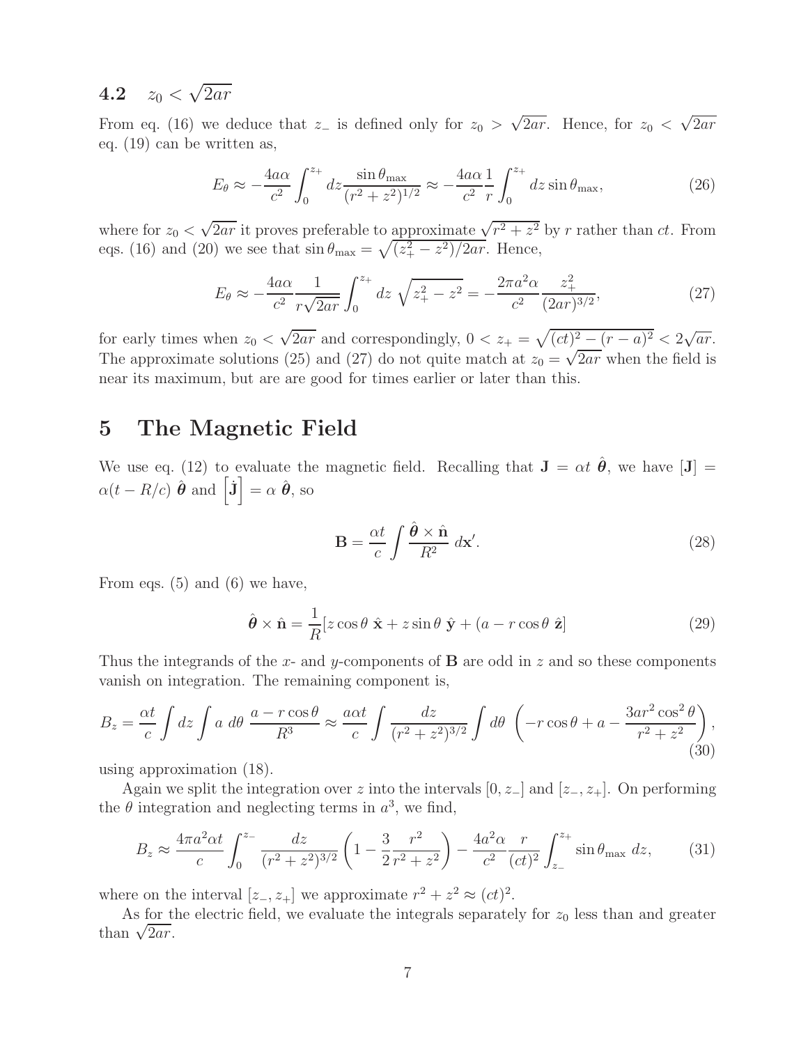## 4.2 $z_0 < \sqrt{2ar}$

From eq. (16) we deduce that $z_-$ is defined only for $z_0 > \sqrt{2ar}$. Hence, for $z_0 < \sqrt{2ar}$ eq. (19) can be written as,

$$E_\theta \approx -\frac{4a\alpha}{c^2}\int_0^{z_+} dz \frac{\sin\theta_{\rm max}}{(r^2+z^2)^{1/2}} \approx -\frac{4a\alpha}{c^2}\frac{1}{r}\int_0^{z_+} dz \sin\theta_{\rm max}, \tag{26}$$

where for $z_0 < \sqrt{2ar}$ it proves preferable to approximate $\sqrt{r^2+z^2}$ by $r$ rather than $ct$. From eqs. (16) and (20) we see that $\sin\theta_{\rm max} = \sqrt{(z_+^2 - z^2)/2ar}$. Hence,

$$E_\theta \approx -\frac{4a\alpha}{c^2}\frac{1}{r\sqrt{2ar}}\int_0^{z_+} dz \, \sqrt{z_+^2 - z^2} = -\frac{2\pi a^2\alpha}{c^2}\frac{z_+^2}{(2ar)^{3/2}}, \tag{27}$$

for early times when $z_0 < \sqrt{2ar}$ and correspondingly, $0 < z_+ = \sqrt{(ct)^2 - (r-a)^2} < 2\sqrt{ar}$. The approximate solutions (25) and (27) do not quite match at $z_0 = \sqrt{2ar}$ when the field is near its maximum, but are are good for times earlier or later than this.

# 5 The Magnetic Field

We use eq. (12) to evaluate the magnetic field. Recalling that $\mathbf{J} = \alpha t \ \hat{\boldsymbol{\theta}}$, we have $[\mathbf{J}] = \alpha(t - R/c) \ \hat{\boldsymbol{\theta}}$ and $\left[\dot{\mathbf{J}}\right] = \alpha \ \hat{\boldsymbol{\theta}}$, so

$$\mathbf{B} = \frac{\alpha t}{c}\int \frac{\hat{\boldsymbol{\theta}} \times \hat{\mathbf{n}}}{R^2} \, d\mathbf{x}'. \tag{28}$$

From eqs. (5) and (6) we have,

$$\hat{\boldsymbol{\theta}} \times \hat{\mathbf{n}} = \frac{1}{R}[z\cos\theta \ \hat{\mathbf{x}} + z\sin\theta \ \hat{\mathbf{y}} + (a - r\cos\theta \ \hat{\mathbf{z}}] \tag{29}$$

Thus the integrands of the $x$- and $y$-components of $\mathbf{B}$ are odd in $z$ and so these components vanish on integration. The remaining component is,

$$B_z = \frac{\alpha t}{c}\int dz \int a \ d\theta \ \frac{a - r\cos\theta}{R^3} \approx \frac{a\alpha t}{c}\int \frac{dz}{(r^2+z^2)^{3/2}}\int d\theta \ \left(-r\cos\theta + a - \frac{3ar^2\cos^2\theta}{r^2+z^2}\right), \tag{30}$$

using approximation (18).

Again we split the integration over $z$ into the intervals $[0, z_-]$ and $[z_-, z_+]$. On performing the $\theta$ integration and neglecting terms in $a^3$, we find,

$$B_z \approx \frac{4\pi a^2\alpha t}{c}\int_0^{z_-} \frac{dz}{(r^2+z^2)^{3/2}}\left(1 - \frac{3}{2}\frac{r^2}{r^2+z^2}\right) - \frac{4a^2\alpha}{c^2}\frac{r}{(ct)^2}\int_{z_-}^{z_+} \sin\theta_{\rm max} \, dz, \tag{31}$$

where on the interval $[z_-, z_+]$ we approximate $r^2 + z^2 \approx (ct)^2$.

As for the electric field, we evaluate the integrals separately for $z_0$ less than and greater than $\sqrt{2ar}$.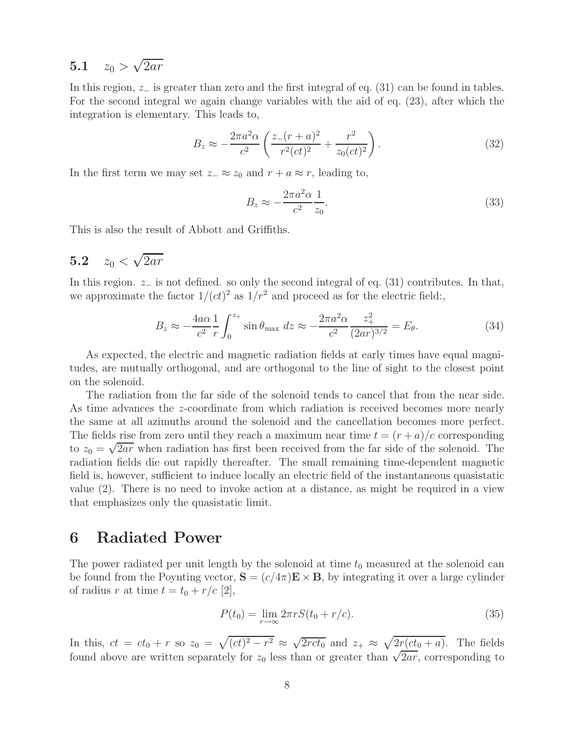### 5.1 $z_0 > \sqrt{2ar}$

In this region, $z_-$ is greater than zero and the first integral of eq. (31) can be found in tables. For the second integral we again change variables with the aid of eq. (23), after which the integration is elementary. This leads to,

$$B_z \approx -\frac{2\pi a^2 \alpha}{c^2} \left( \frac{z_-(r+a)^2}{r^2(ct)^2} + \frac{r^2}{z_0(ct)^2} \right). \tag{32}$$

In the first term we may set $z_- \approx z_0$ and $r + a \approx r$, leading to,

$$B_z \approx -\frac{2\pi a^2 \alpha}{c^2} \frac{1}{z_0}. \tag{33}$$

This is also the result of Abbott and Griffiths.

### 5.2 $z_0 < \sqrt{2ar}$

In this region. $z_-$ is not defined. so only the second integral of eq. (31) contributes. In that, we approximate the factor $1/(ct)^2$ as $1/r^2$ and proceed as for the electric field:,

$$B_z \approx -\frac{4a\alpha}{c^2} \frac{1}{r} \int_0^{z_+} \sin\theta_{\max}\, dz \approx -\frac{2\pi a^2 \alpha}{c^2} \frac{z_+^2}{(2ar)^{3/2}} = E_\theta. \tag{34}$$

As expected, the electric and magnetic radiation fields at early times have equal magnitudes, are mutually orthogonal, and are orthogonal to the line of sight to the closest point on the solenoid.

The radiation from the far side of the solenoid tends to cancel that from the near side. As time advances the $z$-coordinate from which radiation is received becomes more nearly the same at all azimuths around the solenoid and the cancellation becomes more perfect. The fields rise from zero until they reach a maximum near time $t = (r + a)/c$ corresponding to $z_0 = \sqrt{2ar}$ when radiation has first been received from the far side of the solenoid. The radiation fields die out rapidly thereafter. The small remaining time-dependent magnetic field is, however, sufficient to induce locally an electric field of the instantaneous quasistatic value (2). There is no need to invoke action at a distance, as might be required in a view that emphasizes only the quasistatic limit.

# 6 Radiated Power

The power radiated per unit length by the solenoid at time $t_0$ measured at the solenoid can be found from the Poynting vector, $\mathbf{S} = (c/4\pi)\mathbf{E} \times \mathbf{B}$, by integrating it over a large cylinder of radius $r$ at time $t = t_0 + r/c$ [2],

$$P(t_0) = \lim_{r\to\infty} 2\pi r S(t_0 + r/c). \tag{35}$$

In this, $ct = ct_0 + r$ so $z_0 = \sqrt{(ct)^2 - r^2} \approx \sqrt{2rct_0}$ and $z_+ \approx \sqrt{2r(ct_0 + a)}$. The fields found above are written separately for $z_0$ less than or greater than $\sqrt{2ar}$, corresponding to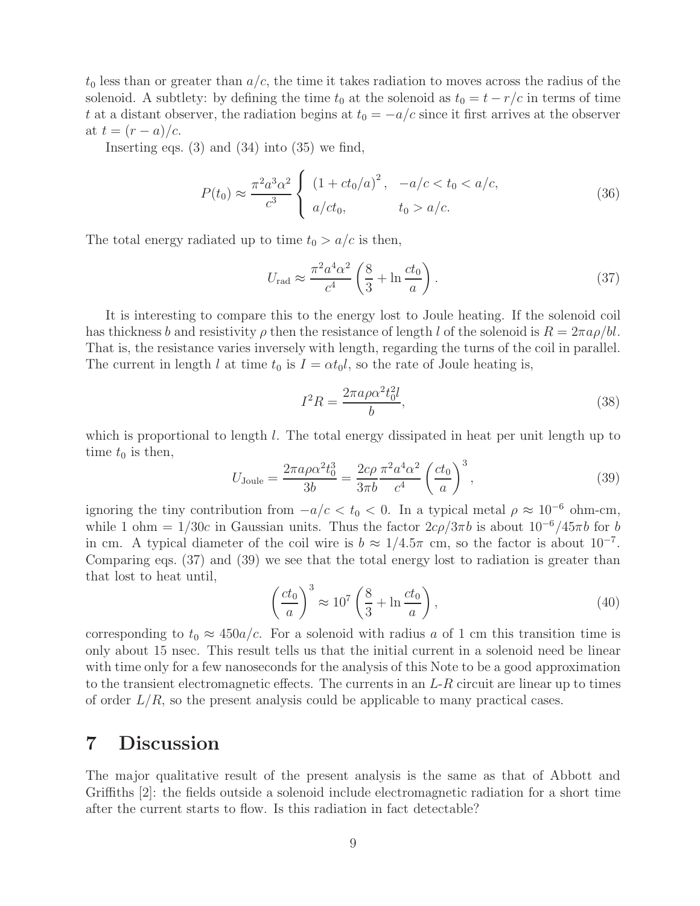$t_0$ less than or greater than $a/c$, the time it takes radiation to moves across the radius of the solenoid. A subtlety: by defining the time $t_0$ at the solenoid as $t_0 = t - r/c$ in terms of time $t$ at a distant observer, the radiation begins at $t_0 = -a/c$ since it first arrives at the observer at $t = (r - a)/c$.

Inserting eqs. (3) and (34) into (35) we find,

$$P(t_0) \approx \frac{\pi^2 a^3 \alpha^2}{c^3} \left\{ \begin{array}{ll} (1 + ct_0/a)^2, & -a/c < t_0 < a/c, \\ a/ct_0, & t_0 > a/c. \end{array} \right. \tag{36}$$

The total energy radiated up to time $t_0 > a/c$ is then,

$$U_{\rm rad} \approx \frac{\pi^2 a^4 \alpha^2}{c^4} \left( \frac{8}{3} + \ln \frac{ct_0}{a} \right). \tag{37}$$

It is interesting to compare this to the energy lost to Joule heating. If the solenoid coil has thickness $b$ and resistivity $\rho$ then the resistance of length $l$ of the solenoid is $R = 2\pi a\rho/bl$. That is, the resistance varies inversely with length, regarding the turns of the coil in parallel. The current in length $l$ at time $t_0$ is $I = \alpha t_0 l$, so the rate of Joule heating is,

$$I^2 R = \frac{2\pi a \rho \alpha^2 t_0^2 l}{b}, \tag{38}$$

which is proportional to length $l$. The total energy dissipated in heat per unit length up to time $t_0$ is then,

$$U_{\rm Joule} = \frac{2\pi a \rho \alpha^2 t_0^3}{3b} = \frac{2c\rho}{3\pi b} \frac{\pi^2 a^4 \alpha^2}{c^4} \left( \frac{ct_0}{a} \right)^3, \tag{39}$$

ignoring the tiny contribution from $-a/c < t_0 < 0$. In a typical metal $\rho \approx 10^{-6}$ ohm-cm, while 1 ohm $= 1/30c$ in Gaussian units. Thus the factor $2c\rho/3\pi b$ is about $10^{-6}/45\pi b$ for $b$ in cm. A typical diameter of the coil wire is $b \approx 1/4.5\pi$ cm, so the factor is about $10^{-7}$. Comparing eqs. (37) and (39) we see that the total energy lost to radiation is greater than that lost to heat until,

$$\left( \frac{ct_0}{a} \right)^3 \approx 10^7 \left( \frac{8}{3} + \ln \frac{ct_0}{a} \right), \tag{40}$$

corresponding to $t_0 \approx 450a/c$. For a solenoid with radius $a$ of 1 cm this transition time is only about 15 nsec. This result tells us that the initial current in a solenoid need be linear with time only for a few nanoseconds for the analysis of this Note to be a good approximation to the transient electromagnetic effects. The currents in an $L$-$R$ circuit are linear up to times of order $L/R$, so the present analysis could be applicable to many practical cases.

# 7 Discussion

The major qualitative result of the present analysis is the same as that of Abbott and Griffiths [2]: the fields outside a solenoid include electromagnetic radiation for a short time after the current starts to flow. Is this radiation in fact detectable?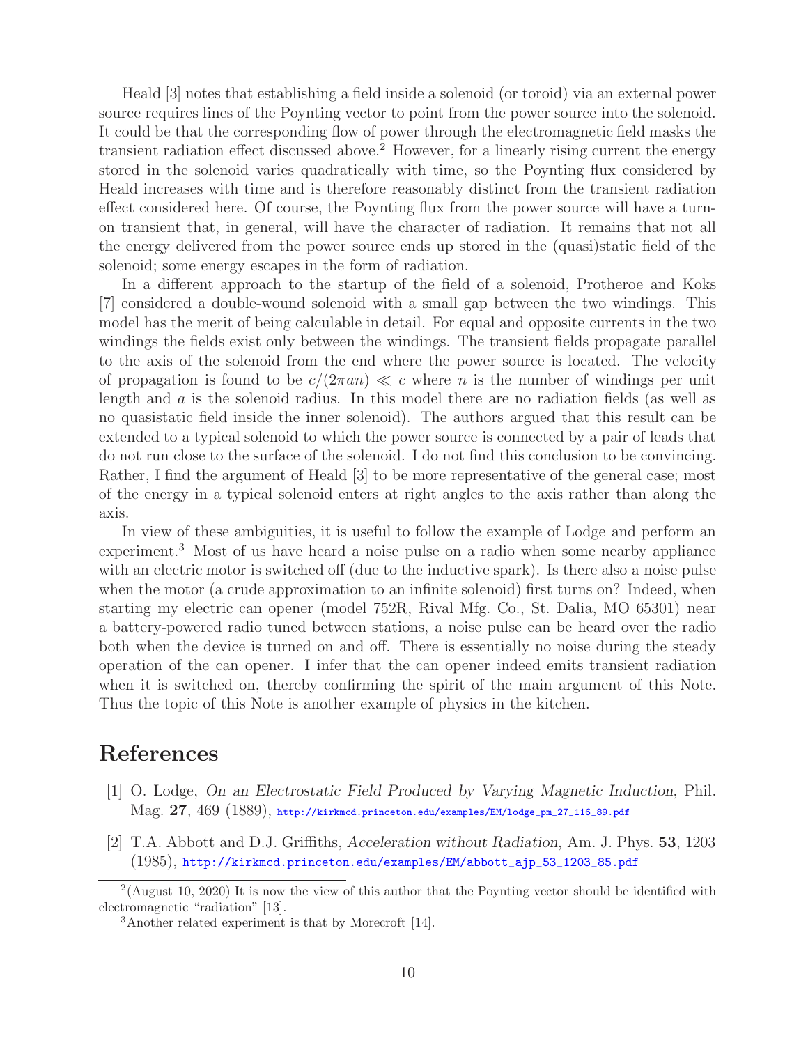Heald [3] notes that establishing a field inside a solenoid (or toroid) via an external power source requires lines of the Poynting vector to point from the power source into the solenoid. It could be that the corresponding flow of power through the electromagnetic field masks the transient radiation effect discussed above.[2] However, for a linearly rising current the energy stored in the solenoid varies quadratically with time, so the Poynting flux considered by Heald increases with time and is therefore reasonably distinct from the transient radiation effect considered here. Of course, the Poynting flux from the power source will have a turn-on transient that, in general, will have the character of radiation. It remains that not all the energy delivered from the power source ends up stored in the (quasi)static field of the solenoid; some energy escapes in the form of radiation.

In a different approach to the startup of the field of a solenoid, Protheroe and Koks [7] considered a double-wound solenoid with a small gap between the two windings. This model has the merit of being calculable in detail. For equal and opposite currents in the two windings the fields exist only between the windings. The transient fields propagate parallel to the axis of the solenoid from the end where the power source is located. The velocity of propagation is found to be $c/(2\pi an) \ll c$ where $n$ is the number of windings per unit length and $a$ is the solenoid radius. In this model there are no radiation fields (as well as no quasistatic field inside the inner solenoid). The authors argued that this result can be extended to a typical solenoid to which the power source is connected by a pair of leads that do not run close to the surface of the solenoid. I do not find this conclusion to be convincing. Rather, I find the argument of Heald [3] to be more representative of the general case; most of the energy in a typical solenoid enters at right angles to the axis rather than along the axis.

In view of these ambiguities, it is useful to follow the example of Lodge and perform an experiment.[3] Most of us have heard a noise pulse on a radio when some nearby appliance with an electric motor is switched off (due to the inductive spark). Is there also a noise pulse when the motor (a crude approximation to an infinite solenoid) first turns on? Indeed, when starting my electric can opener (model 752R, Rival Mfg. Co., St. Dalia, MO 65301) near a battery-powered radio tuned between stations, a noise pulse can be heard over the radio both when the device is turned on and off. There is essentially no noise during the steady operation of the can opener. I infer that the can opener indeed emits transient radiation when it is switched on, thereby confirming the spirit of the main argument of this Note. Thus the topic of this Note is another example of physics in the kitchen.

# References

[1] O. Lodge, *On an Electrostatic Field Produced by Varying Magnetic Induction*, Phil. Mag. **27**, 469 (1889), http://kirkmcd.princeton.edu/examples/EM/lodge_pm_27_116_89.pdf

[2] T.A. Abbott and D.J. Griffiths, *Acceleration without Radiation*, Am. J. Phys. **53**, 1203 (1985), http://kirkmcd.princeton.edu/examples/EM/abbott_ajp_53_1203_85.pdf

---

[2](August 10, 2020) It is now the view of this author that the Poynting vector should be identified with electromagnetic "radiation" [13].

[3]Another related experiment is that by Morecroft [14].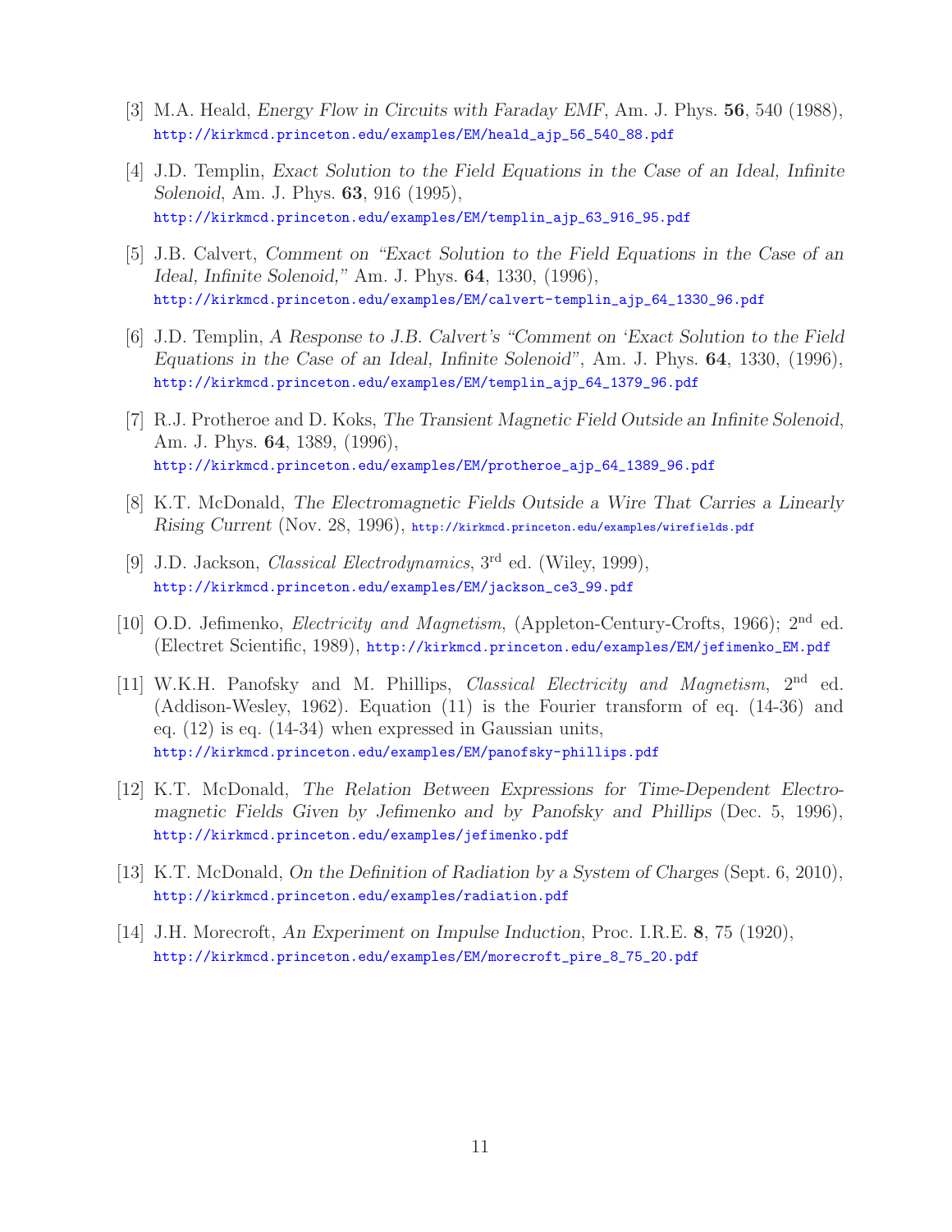[3] M.A. Heald, *Energy Flow in Circuits with Faraday EMF*, Am. J. Phys. **56**, 540 (1988), http://kirkmcd.princeton.edu/examples/EM/heald_ajp_56_540_88.pdf

[4] J.D. Templin, *Exact Solution to the Field Equations in the Case of an Ideal, Infinite Solenoid*, Am. J. Phys. **63**, 916 (1995), http://kirkmcd.princeton.edu/examples/EM/templin_ajp_63_916_95.pdf

[5] J.B. Calvert, *Comment on "Exact Solution to the Field Equations in the Case of an Ideal, Infinite Solenoid,"* Am. J. Phys. **64**, 1330, (1996), http://kirkmcd.princeton.edu/examples/EM/calvert-templin_ajp_64_1330_96.pdf

[6] J.D. Templin, *A Response to J.B. Calvert's "Comment on 'Exact Solution to the Field Equations in the Case of an Ideal, Infinite Solenoid"*, Am. J. Phys. **64**, 1330, (1996), http://kirkmcd.princeton.edu/examples/EM/templin_ajp_64_1379_96.pdf

[7] R.J. Protheroe and D. Koks, *The Transient Magnetic Field Outside an Infinite Solenoid*, Am. J. Phys. **64**, 1389, (1996), http://kirkmcd.princeton.edu/examples/EM/protheroe_ajp_64_1389_96.pdf

[8] K.T. McDonald, *The Electromagnetic Fields Outside a Wire That Carries a Linearly Rising Current* (Nov. 28, 1996), http://kirkmcd.princeton.edu/examples/wirefields.pdf

[9] J.D. Jackson, *Classical Electrodynamics*, 3rd ed. (Wiley, 1999), http://kirkmcd.princeton.edu/examples/EM/jackson_ce3_99.pdf

[10] O.D. Jefimenko, *Electricity and Magnetism*, (Appleton-Century-Crofts, 1966); 2nd ed. (Electret Scientific, 1989), http://kirkmcd.princeton.edu/examples/EM/jefimenko_EM.pdf

[11] W.K.H. Panofsky and M. Phillips, *Classical Electricity and Magnetism*, 2nd ed. (Addison-Wesley, 1962). Equation (11) is the Fourier transform of eq. (14-36) and eq. (12) is eq. (14-34) when expressed in Gaussian units, http://kirkmcd.princeton.edu/examples/EM/panofsky-phillips.pdf

[12] K.T. McDonald, *The Relation Between Expressions for Time-Dependent Electromagnetic Fields Given by Jefimenko and by Panofsky and Phillips* (Dec. 5, 1996), http://kirkmcd.princeton.edu/examples/jefimenko.pdf

[13] K.T. McDonald, *On the Definition of Radiation by a System of Charges* (Sept. 6, 2010), http://kirkmcd.princeton.edu/examples/radiation.pdf

[14] J.H. Morecroft, *An Experiment on Impulse Induction*, Proc. I.R.E. **8**, 75 (1920), http://kirkmcd.princeton.edu/examples/EM/morecroft_pire_8_75_20.pdf